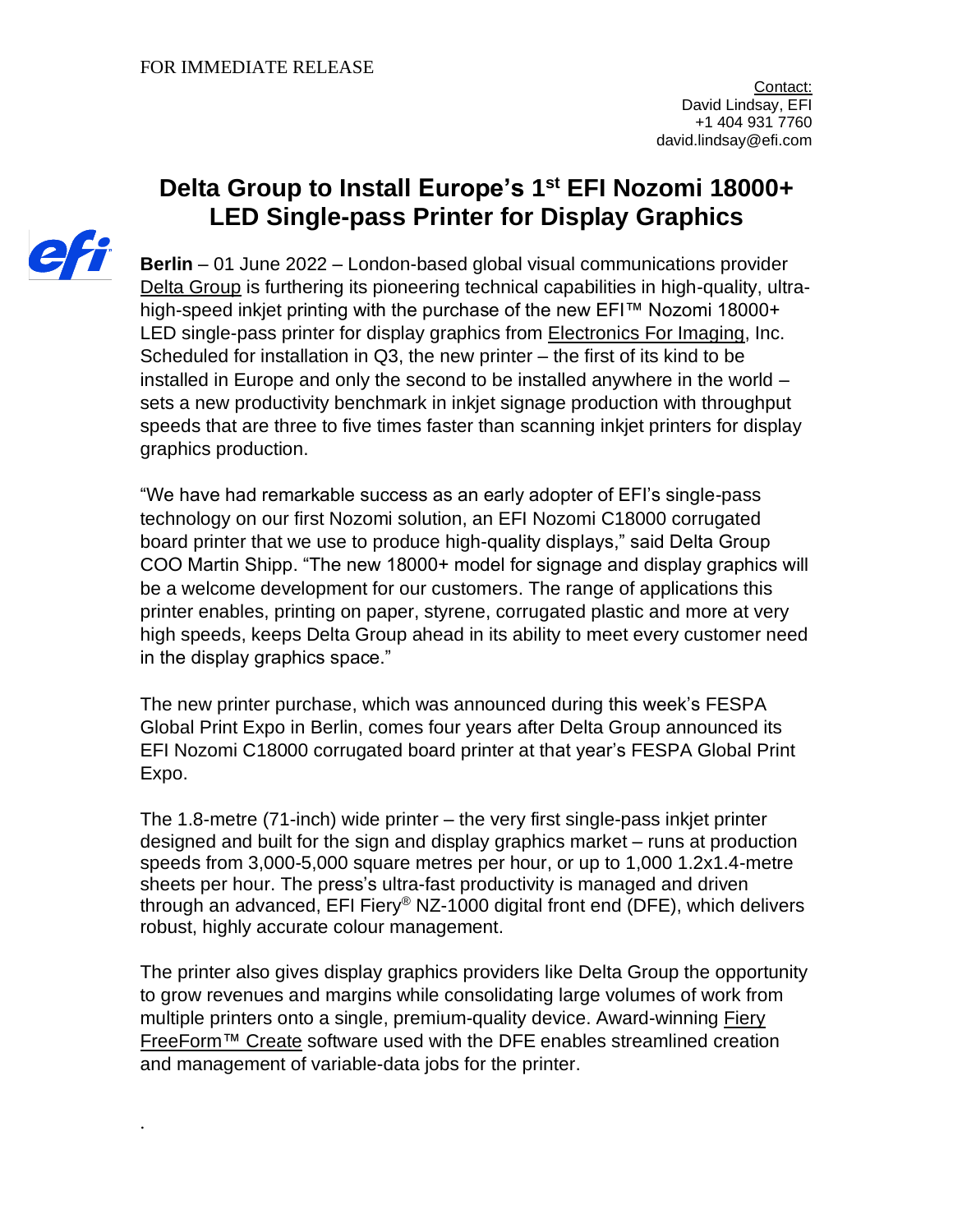FOR IMMEDIATE RELEASE

Contact:
David Lindsay, EFI
+1 404 931 7760
david.lindsay@efi.com

# Delta Group to Install Europe's 1st EFI Nozomi 18000+ LED Single-pass Printer for Display Graphics

**Berlin** – 01 June 2022 – London-based global visual communications provider Delta Group is furthering its pioneering technical capabilities in high-quality, ultra-high-speed inkjet printing with the purchase of the new EFI™ Nozomi 18000+ LED single-pass printer for display graphics from Electronics For Imaging, Inc. Scheduled for installation in Q3, the new printer – the first of its kind to be installed in Europe and only the second to be installed anywhere in the world – sets a new productivity benchmark in inkjet signage production with throughput speeds that are three to five times faster than scanning inkjet printers for display graphics production.

"We have had remarkable success as an early adopter of EFI's single-pass technology on our first Nozomi solution, an EFI Nozomi C18000 corrugated board printer that we use to produce high-quality displays," said Delta Group COO Martin Shipp. "The new 18000+ model for signage and display graphics will be a welcome development for our customers. The range of applications this printer enables, printing on paper, styrene, corrugated plastic and more at very high speeds, keeps Delta Group ahead in its ability to meet every customer need in the display graphics space."

The new printer purchase, which was announced during this week's FESPA Global Print Expo in Berlin, comes four years after Delta Group announced its EFI Nozomi C18000 corrugated board printer at that year's FESPA Global Print Expo.

The 1.8-metre (71-inch) wide printer – the very first single-pass inkjet printer designed and built for the sign and display graphics market – runs at production speeds from 3,000-5,000 square metres per hour, or up to 1,000 1.2x1.4-metre sheets per hour. The press's ultra-fast productivity is managed and driven through an advanced, EFI Fiery® NZ-1000 digital front end (DFE), which delivers robust, highly accurate colour management.

The printer also gives display graphics providers like Delta Group the opportunity to grow revenues and margins while consolidating large volumes of work from multiple printers onto a single, premium-quality device. Award-winning Fiery FreeForm™ Create software used with the DFE enables streamlined creation and management of variable-data jobs for the printer.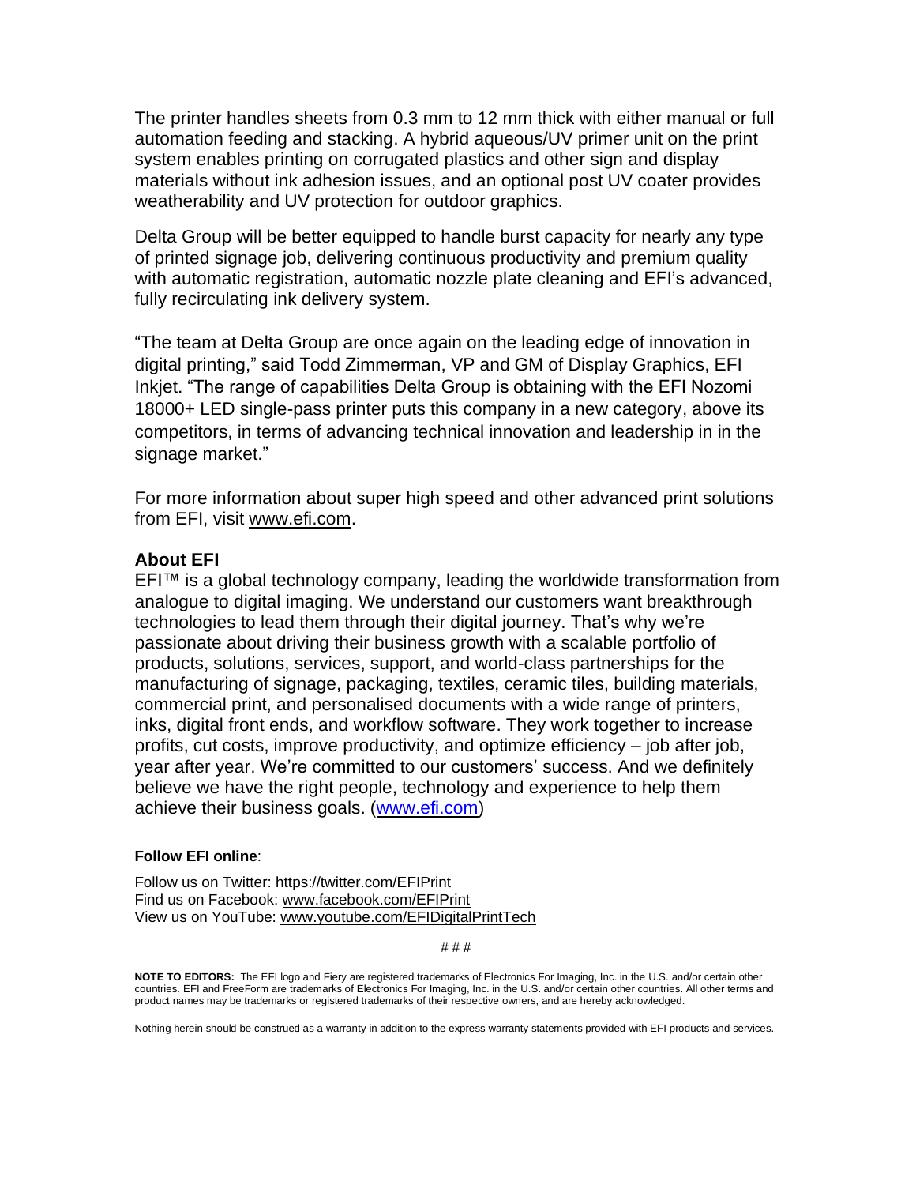The printer handles sheets from 0.3 mm to 12 mm thick with either manual or full automation feeding and stacking. A hybrid aqueous/UV primer unit on the print system enables printing on corrugated plastics and other sign and display materials without ink adhesion issues, and an optional post UV coater provides weatherability and UV protection for outdoor graphics.

Delta Group will be better equipped to handle burst capacity for nearly any type of printed signage job, delivering continuous productivity and premium quality with automatic registration, automatic nozzle plate cleaning and EFI's advanced, fully recirculating ink delivery system.

"The team at Delta Group are once again on the leading edge of innovation in digital printing," said Todd Zimmerman, VP and GM of Display Graphics, EFI Inkjet. "The range of capabilities Delta Group is obtaining with the EFI Nozomi 18000+ LED single-pass printer puts this company in a new category, above its competitors, in terms of advancing technical innovation and leadership in in the signage market."

For more information about super high speed and other advanced print solutions from EFI, visit www.efi.com.

**About EFI**

EFI™ is a global technology company, leading the worldwide transformation from analogue to digital imaging. We understand our customers want breakthrough technologies to lead them through their digital journey. That's why we're passionate about driving their business growth with a scalable portfolio of products, solutions, services, support, and world-class partnerships for the manufacturing of signage, packaging, textiles, ceramic tiles, building materials, commercial print, and personalised documents with a wide range of printers, inks, digital front ends, and workflow software. They work together to increase profits, cut costs, improve productivity, and optimize efficiency – job after job, year after year. We're committed to our customers' success. And we definitely believe we have the right people, technology and experience to help them achieve their business goals. (www.efi.com)

**Follow EFI online**:

Follow us on Twitter: https://twitter.com/EFIPrint
Find us on Facebook: www.facebook.com/EFIPrint
View us on YouTube: www.youtube.com/EFIDigitalPrintTech

# # #

**NOTE TO EDITORS:** The EFI logo and Fiery are registered trademarks of Electronics For Imaging, Inc. in the U.S. and/or certain other countries. EFI and FreeForm are trademarks of Electronics For Imaging, Inc. in the U.S. and/or certain other countries. All other terms and product names may be trademarks or registered trademarks of their respective owners, and are hereby acknowledged.

Nothing herein should be construed as a warranty in addition to the express warranty statements provided with EFI products and services.